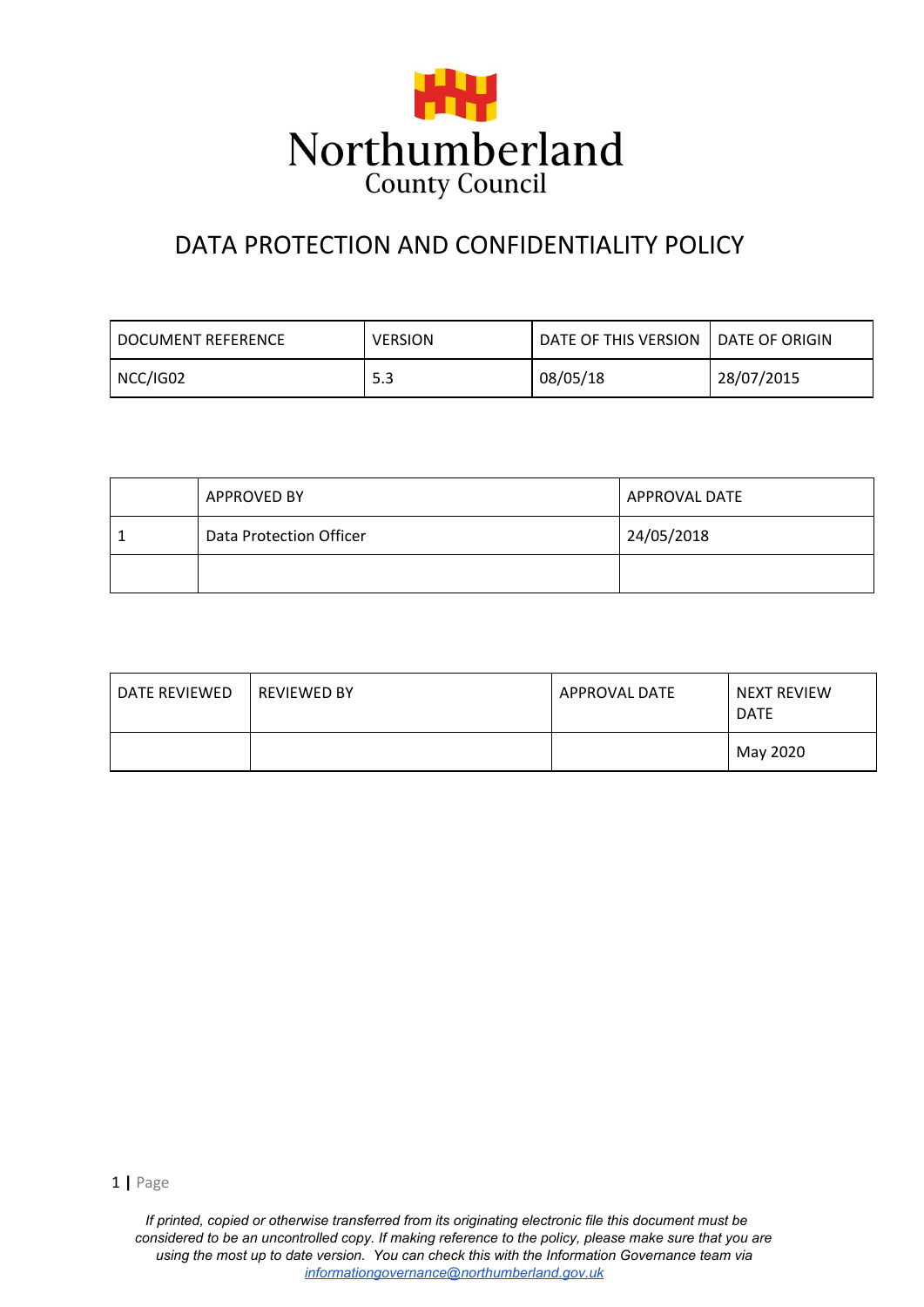Northumberland
County Council

# DATA PROTECTION AND CONFIDENTIALITY POLICY

| DOCUMENT REFERENCE | VERSION | DATE OF THIS VERSION | DATE OF ORIGIN |
|---|---|---|---|
| NCC/IG02 | 5.3 | 08/05/18 | 28/07/2015 |

| | APPROVED BY | APPROVAL DATE |
|---|---|---|
| 1 | Data Protection Officer | 24/05/2018 |
| | | |

| DATE REVIEWED | REVIEWED BY | APPROVAL DATE | NEXT REVIEW DATE |
|---|---|---|---|
| | | | May 2020 |

*If printed, copied or otherwise transferred from its originating electronic file this document must be considered to be an uncontrolled copy. If making reference to the policy, please make sure that you are using the most up to date version. You can check this with the Information Governance team via informationgovernance@northumberland.gov.uk*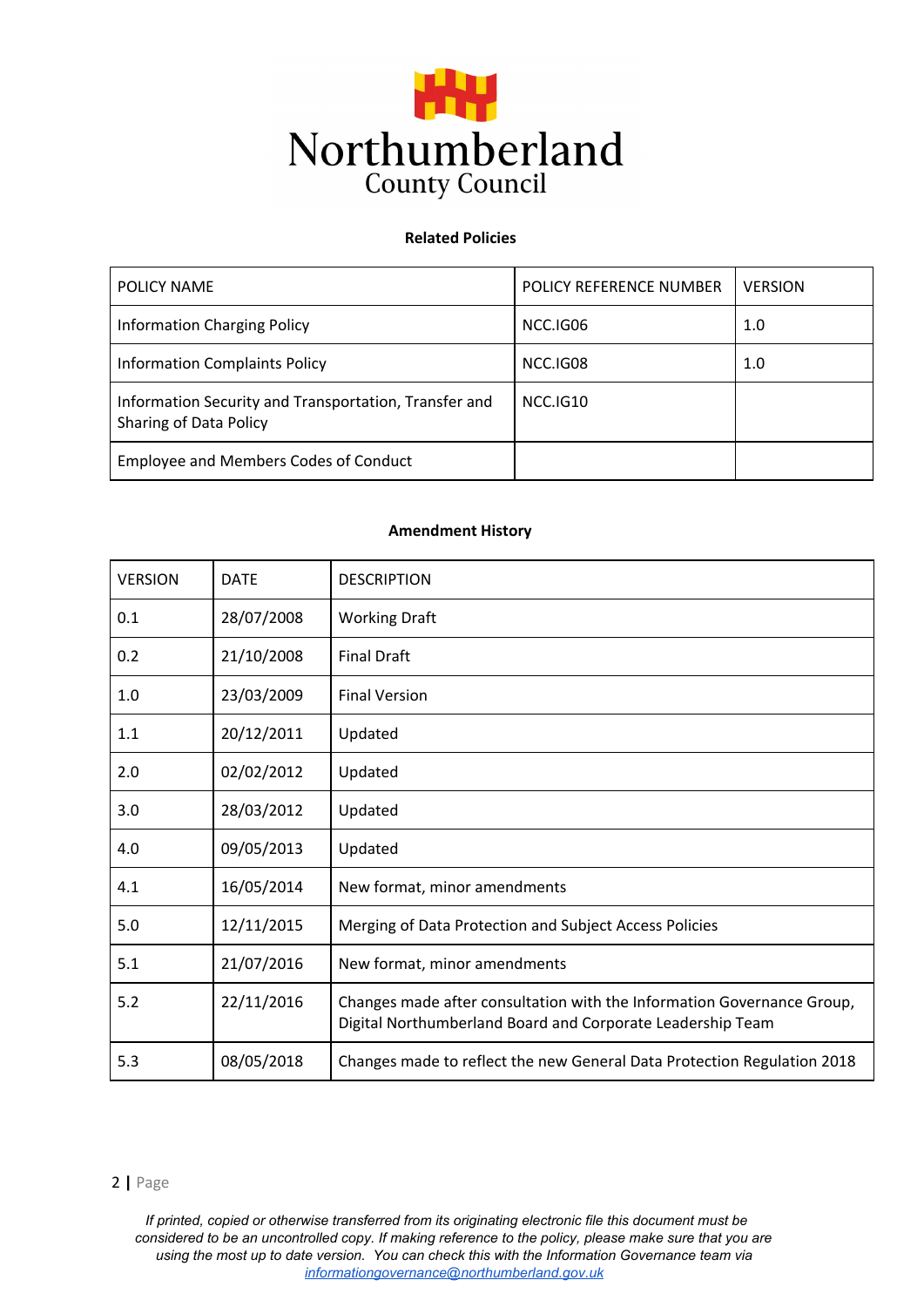Northumberland County Council

**Related Policies**

| POLICY NAME | POLICY REFERENCE NUMBER | VERSION |
|---|---|---|
| Information Charging Policy | NCC.IG06 | 1.0 |
| Information Complaints Policy | NCC.IG08 | 1.0 |
| Information Security and Transportation, Transfer and Sharing of Data Policy | NCC.IG10 | |
| Employee and Members Codes of Conduct | | |

**Amendment History**

| VERSION | DATE | DESCRIPTION |
|---|---|---|
| 0.1 | 28/07/2008 | Working Draft |
| 0.2 | 21/10/2008 | Final Draft |
| 1.0 | 23/03/2009 | Final Version |
| 1.1 | 20/12/2011 | Updated |
| 2.0 | 02/02/2012 | Updated |
| 3.0 | 28/03/2012 | Updated |
| 4.0 | 09/05/2013 | Updated |
| 4.1 | 16/05/2014 | New format, minor amendments |
| 5.0 | 12/11/2015 | Merging of Data Protection and Subject Access Policies |
| 5.1 | 21/07/2016 | New format, minor amendments |
| 5.2 | 22/11/2016 | Changes made after consultation with the Information Governance Group, Digital Northumberland Board and Corporate Leadership Team |
| 5.3 | 08/05/2018 | Changes made to reflect the new General Data Protection Regulation 2018 |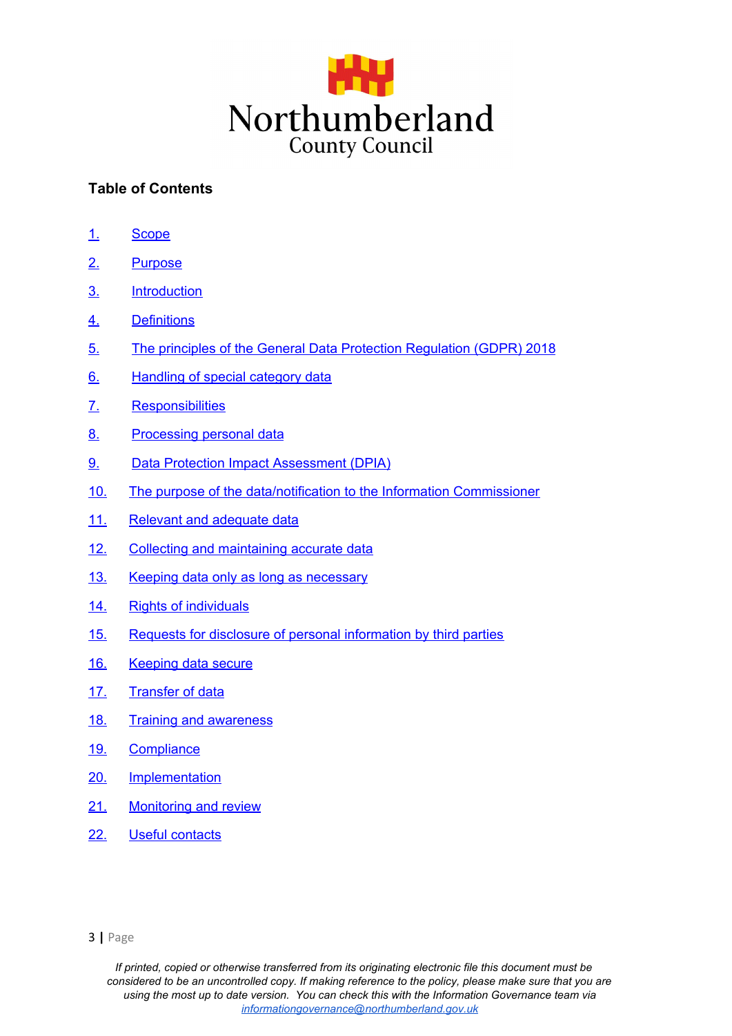**Table of Contents**

1. Scope
2. Purpose
3. Introduction
4. Definitions
5. The principles of the General Data Protection Regulation (GDPR) 2018
6. Handling of special category data
7. Responsibilities
8. Processing personal data
9. Data Protection Impact Assessment (DPIA)
10. The purpose of the data/notification to the Information Commissioner
11. Relevant and adequate data
12. Collecting and maintaining accurate data
13. Keeping data only as long as necessary
14. Rights of individuals
15. Requests for disclosure of personal information by third parties
16. Keeping data secure
17. Transfer of data
18. Training and awareness
19. Compliance
20. Implementation
21. Monitoring and review
22. Useful contacts

*If printed, copied or otherwise transferred from its originating electronic file this document must be considered to be an uncontrolled copy. If making reference to the policy, please make sure that you are using the most up to date version. You can check this with the Information Governance team via informationgovernance@northumberland.gov.uk*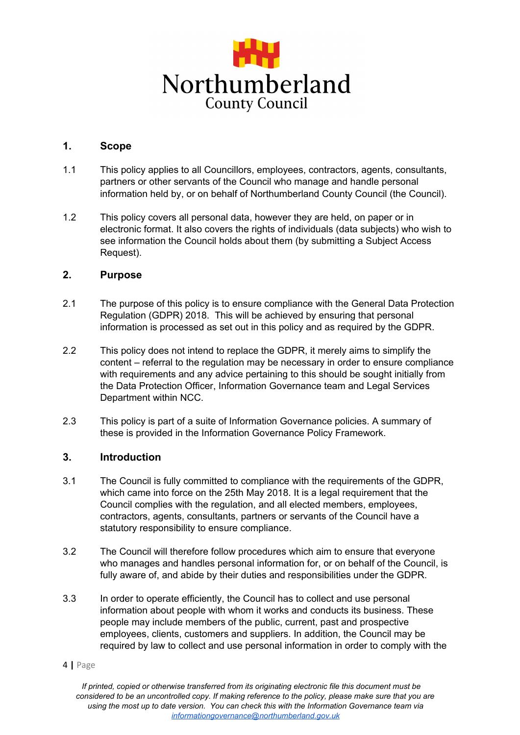## 1. Scope

1.1 This policy applies to all Councillors, employees, contractors, agents, consultants, partners or other servants of the Council who manage and handle personal information held by, or on behalf of Northumberland County Council (the Council).

1.2 This policy covers all personal data, however they are held, on paper or in electronic format. It also covers the rights of individuals (data subjects) who wish to see information the Council holds about them (by submitting a Subject Access Request).

## 2. Purpose

2.1 The purpose of this policy is to ensure compliance with the General Data Protection Regulation (GDPR) 2018. This will be achieved by ensuring that personal information is processed as set out in this policy and as required by the GDPR.

2.2 This policy does not intend to replace the GDPR, it merely aims to simplify the content – referral to the regulation may be necessary in order to ensure compliance with requirements and any advice pertaining to this should be sought initially from the Data Protection Officer, Information Governance team and Legal Services Department within NCC.

2.3 This policy is part of a suite of Information Governance policies. A summary of these is provided in the Information Governance Policy Framework.

## 3. Introduction

3.1 The Council is fully committed to compliance with the requirements of the GDPR, which came into force on the 25th May 2018. It is a legal requirement that the Council complies with the regulation, and all elected members, employees, contractors, agents, consultants, partners or servants of the Council have a statutory responsibility to ensure compliance.

3.2 The Council will therefore follow procedures which aim to ensure that everyone who manages and handles personal information for, or on behalf of the Council, is fully aware of, and abide by their duties and responsibilities under the GDPR.

3.3 In order to operate efficiently, the Council has to collect and use personal information about people with whom it works and conducts its business. These people may include members of the public, current, past and prospective employees, clients, customers and suppliers. In addition, the Council may be required by law to collect and use personal information in order to comply with the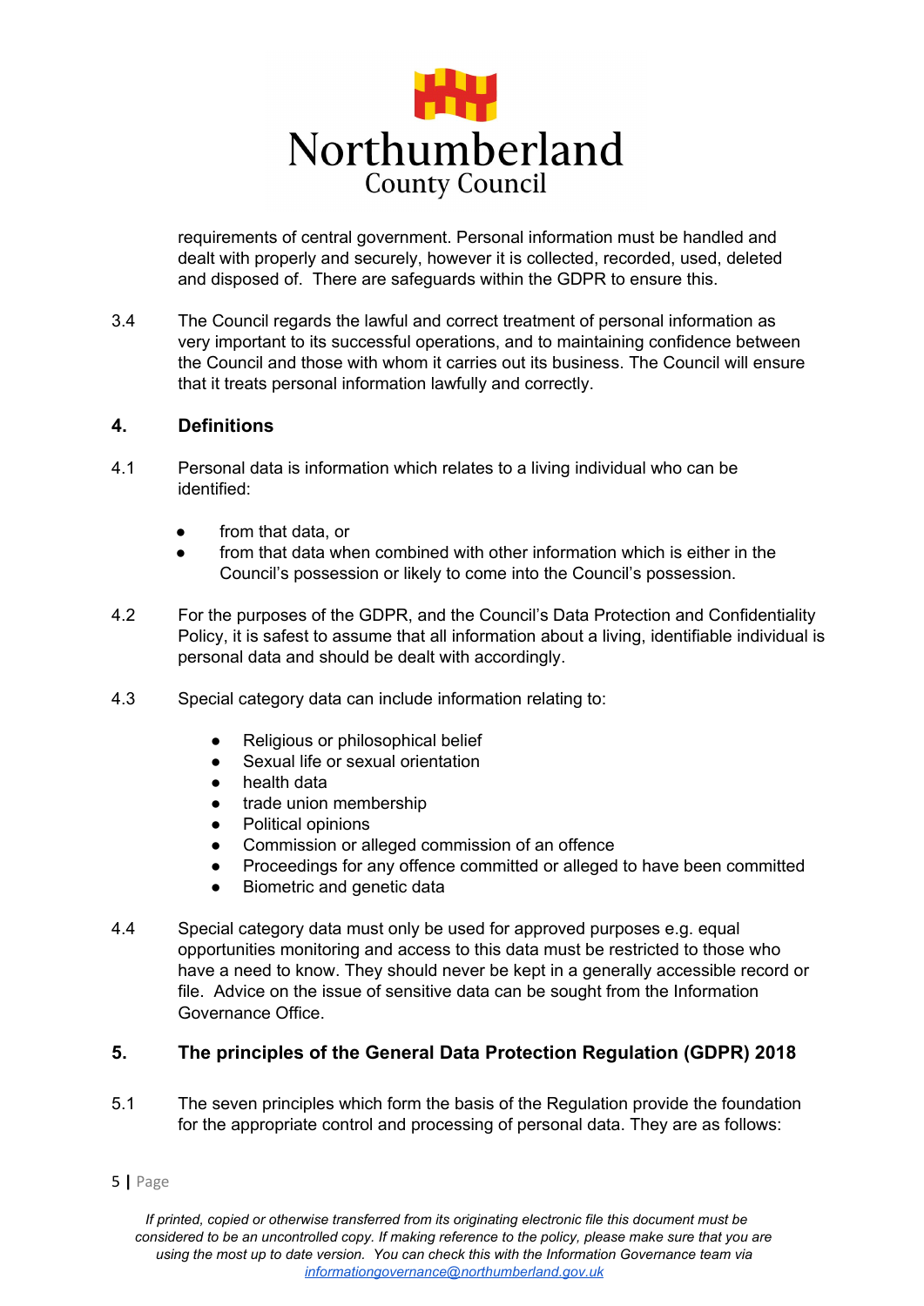requirements of central government. Personal information must be handled and dealt with properly and securely, however it is collected, recorded, used, deleted and disposed of. There are safeguards within the GDPR to ensure this.

3.4 The Council regards the lawful and correct treatment of personal information as very important to its successful operations, and to maintaining confidence between the Council and those with whom it carries out its business. The Council will ensure that it treats personal information lawfully and correctly.

## 4. Definitions

4.1 Personal data is information which relates to a living individual who can be identified:

- from that data, or
- from that data when combined with other information which is either in the Council's possession or likely to come into the Council's possession.

4.2 For the purposes of the GDPR, and the Council's Data Protection and Confidentiality Policy, it is safest to assume that all information about a living, identifiable individual is personal data and should be dealt with accordingly.

4.3 Special category data can include information relating to:

- Religious or philosophical belief
- Sexual life or sexual orientation
- health data
- trade union membership
- Political opinions
- Commission or alleged commission of an offence
- Proceedings for any offence committed or alleged to have been committed
- Biometric and genetic data

4.4 Special category data must only be used for approved purposes e.g. equal opportunities monitoring and access to this data must be restricted to those who have a need to know. They should never be kept in a generally accessible record or file. Advice on the issue of sensitive data can be sought from the Information Governance Office.

## 5. The principles of the General Data Protection Regulation (GDPR) 2018

5.1 The seven principles which form the basis of the Regulation provide the foundation for the appropriate control and processing of personal data. They are as follows:

*If printed, copied or otherwise transferred from its originating electronic file this document must be considered to be an uncontrolled copy. If making reference to the policy, please make sure that you are using the most up to date version. You can check this with the Information Governance team via informationgovernance@northumberland.gov.uk*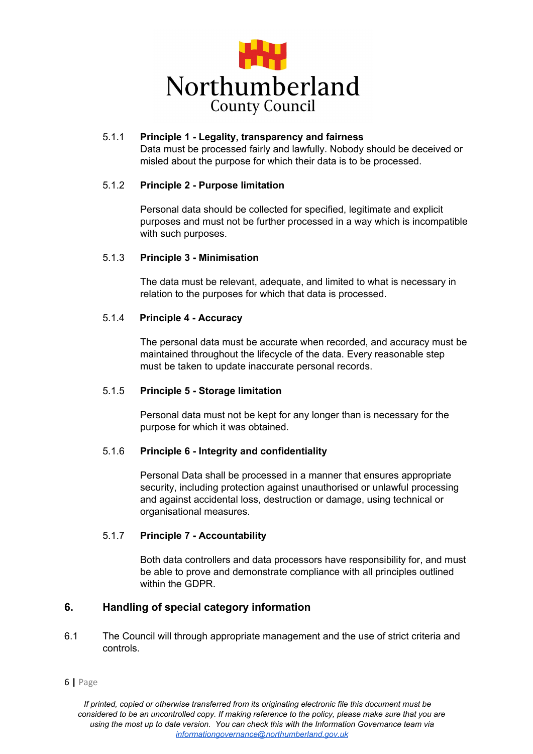5.1.1 **Principle 1 - Legality, transparency and fairness**
Data must be processed fairly and lawfully. Nobody should be deceived or misled about the purpose for which their data is to be processed.

5.1.2 **Principle 2 - Purpose limitation**

Personal data should be collected for specified, legitimate and explicit purposes and must not be further processed in a way which is incompatible with such purposes.

5.1.3 **Principle 3 - Minimisation**

The data must be relevant, adequate, and limited to what is necessary in relation to the purposes for which that data is processed.

5.1.4 **Principle 4 - Accuracy**

The personal data must be accurate when recorded, and accuracy must be maintained throughout the lifecycle of the data. Every reasonable step must be taken to update inaccurate personal records.

5.1.5 **Principle 5 - Storage limitation**

Personal data must not be kept for any longer than is necessary for the purpose for which it was obtained.

5.1.6 **Principle 6 - Integrity and confidentiality**

Personal Data shall be processed in a manner that ensures appropriate security, including protection against unauthorised or unlawful processing and against accidental loss, destruction or damage, using technical or organisational measures.

5.1.7 **Principle 7 - Accountability**

Both data controllers and data processors have responsibility for, and must be able to prove and demonstrate compliance with all principles outlined within the GDPR.

## 6. Handling of special category information

6.1 The Council will through appropriate management and the use of strict criteria and controls.

*If printed, copied or otherwise transferred from its originating electronic file this document must be considered to be an uncontrolled copy. If making reference to the policy, please make sure that you are using the most up to date version. You can check this with the Information Governance team via informationgovernance@northumberland.gov.uk*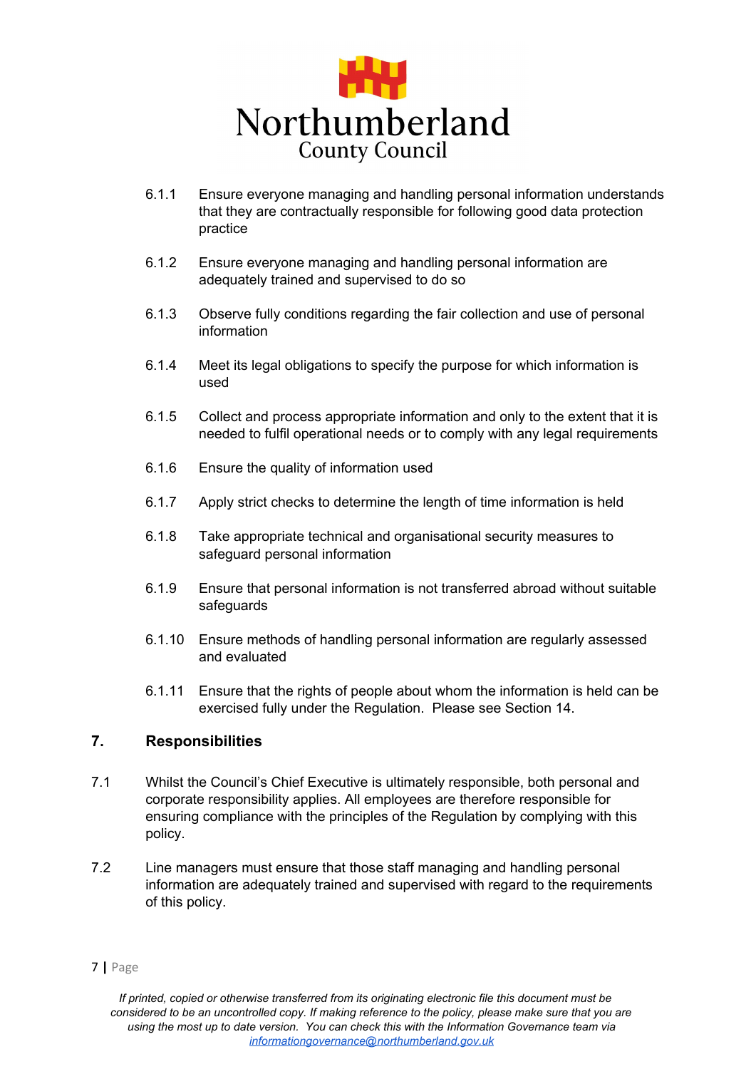6.1.1 Ensure everyone managing and handling personal information understands that they are contractually responsible for following good data protection practice

6.1.2 Ensure everyone managing and handling personal information are adequately trained and supervised to do so

6.1.3 Observe fully conditions regarding the fair collection and use of personal information

6.1.4 Meet its legal obligations to specify the purpose for which information is used

6.1.5 Collect and process appropriate information and only to the extent that it is needed to fulfil operational needs or to comply with any legal requirements

6.1.6 Ensure the quality of information used

6.1.7 Apply strict checks to determine the length of time information is held

6.1.8 Take appropriate technical and organisational security measures to safeguard personal information

6.1.9 Ensure that personal information is not transferred abroad without suitable safeguards

6.1.10 Ensure methods of handling personal information are regularly assessed and evaluated

6.1.11 Ensure that the rights of people about whom the information is held can be exercised fully under the Regulation. Please see Section 14.

## 7. Responsibilities

7.1 Whilst the Council's Chief Executive is ultimately responsible, both personal and corporate responsibility applies. All employees are therefore responsible for ensuring compliance with the principles of the Regulation by complying with this policy.

7.2 Line managers must ensure that those staff managing and handling personal information are adequately trained and supervised with regard to the requirements of this policy.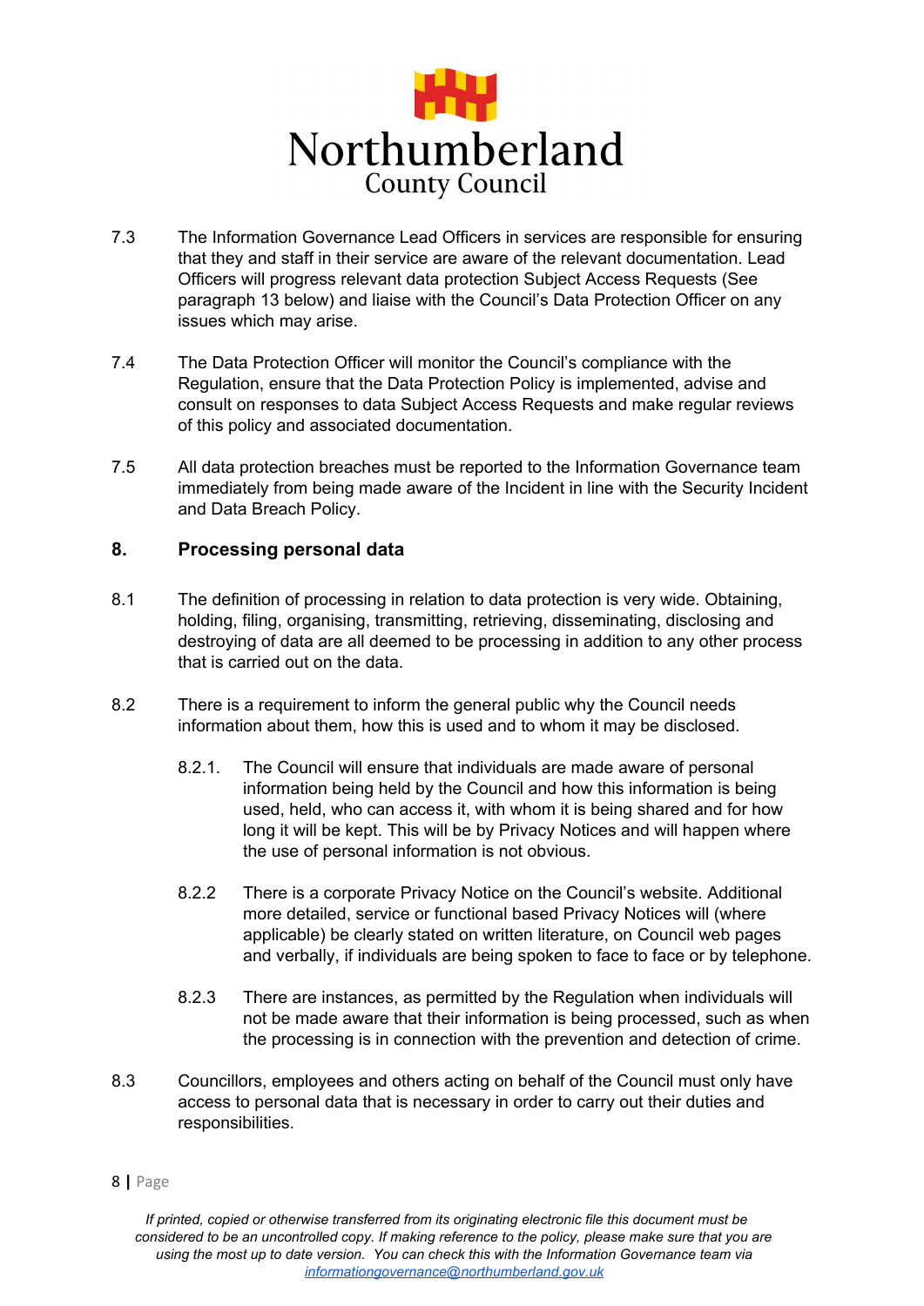7.3 The Information Governance Lead Officers in services are responsible for ensuring that they and staff in their service are aware of the relevant documentation. Lead Officers will progress relevant data protection Subject Access Requests (See paragraph 13 below) and liaise with the Council's Data Protection Officer on any issues which may arise.

7.4 The Data Protection Officer will monitor the Council's compliance with the Regulation, ensure that the Data Protection Policy is implemented, advise and consult on responses to data Subject Access Requests and make regular reviews of this policy and associated documentation.

7.5 All data protection breaches must be reported to the Information Governance team immediately from being made aware of the Incident in line with the Security Incident and Data Breach Policy.

## 8. Processing personal data

8.1 The definition of processing in relation to data protection is very wide. Obtaining, holding, filing, organising, transmitting, retrieving, disseminating, disclosing and destroying of data are all deemed to be processing in addition to any other process that is carried out on the data.

8.2 There is a requirement to inform the general public why the Council needs information about them, how this is used and to whom it may be disclosed.

> 8.2.1. The Council will ensure that individuals are made aware of personal information being held by the Council and how this information is being used, held, who can access it, with whom it is being shared and for how long it will be kept. This will be by Privacy Notices and will happen where the use of personal information is not obvious.
>
> 8.2.2 There is a corporate Privacy Notice on the Council's website. Additional more detailed, service or functional based Privacy Notices will (where applicable) be clearly stated on written literature, on Council web pages and verbally, if individuals are being spoken to face to face or by telephone.
>
> 8.2.3 There are instances, as permitted by the Regulation when individuals will not be made aware that their information is being processed, such as when the processing is in connection with the prevention and detection of crime.

8.3 Councillors, employees and others acting on behalf of the Council must only have access to personal data that is necessary in order to carry out their duties and responsibilities.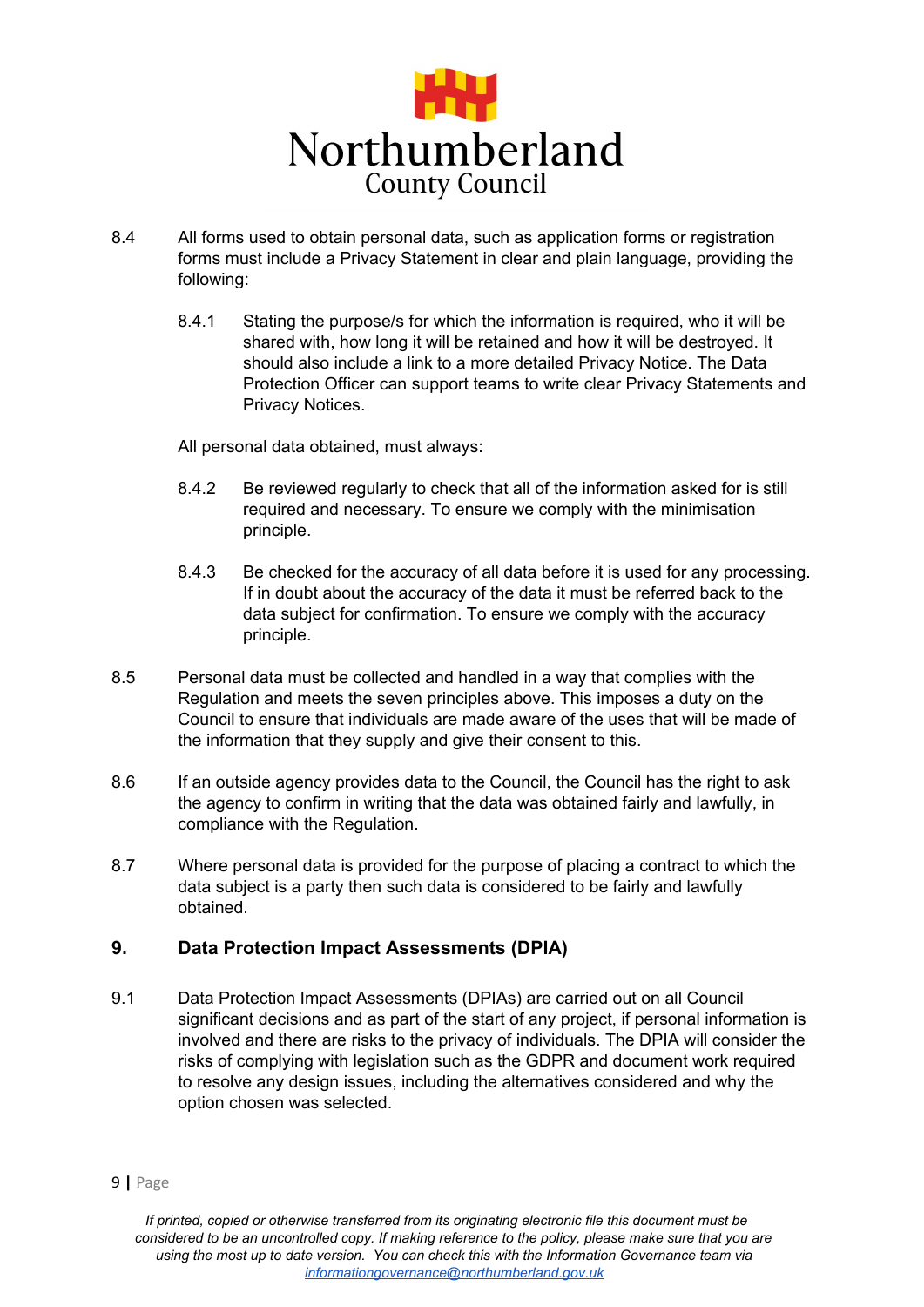8.4 All forms used to obtain personal data, such as application forms or registration forms must include a Privacy Statement in clear and plain language, providing the following:

8.4.1 Stating the purpose/s for which the information is required, who it will be shared with, how long it will be retained and how it will be destroyed. It should also include a link to a more detailed Privacy Notice. The Data Protection Officer can support teams to write clear Privacy Statements and Privacy Notices.

All personal data obtained, must always:

8.4.2 Be reviewed regularly to check that all of the information asked for is still required and necessary. To ensure we comply with the minimisation principle.

8.4.3 Be checked for the accuracy of all data before it is used for any processing. If in doubt about the accuracy of the data it must be referred back to the data subject for confirmation. To ensure we comply with the accuracy principle.

8.5 Personal data must be collected and handled in a way that complies with the Regulation and meets the seven principles above. This imposes a duty on the Council to ensure that individuals are made aware of the uses that will be made of the information that they supply and give their consent to this.

8.6 If an outside agency provides data to the Council, the Council has the right to ask the agency to confirm in writing that the data was obtained fairly and lawfully, in compliance with the Regulation.

8.7 Where personal data is provided for the purpose of placing a contract to which the data subject is a party then such data is considered to be fairly and lawfully obtained.

## 9. Data Protection Impact Assessments (DPIA)

9.1 Data Protection Impact Assessments (DPIAs) are carried out on all Council significant decisions and as part of the start of any project, if personal information is involved and there are risks to the privacy of individuals. The DPIA will consider the risks of complying with legislation such as the GDPR and document work required to resolve any design issues, including the alternatives considered and why the option chosen was selected.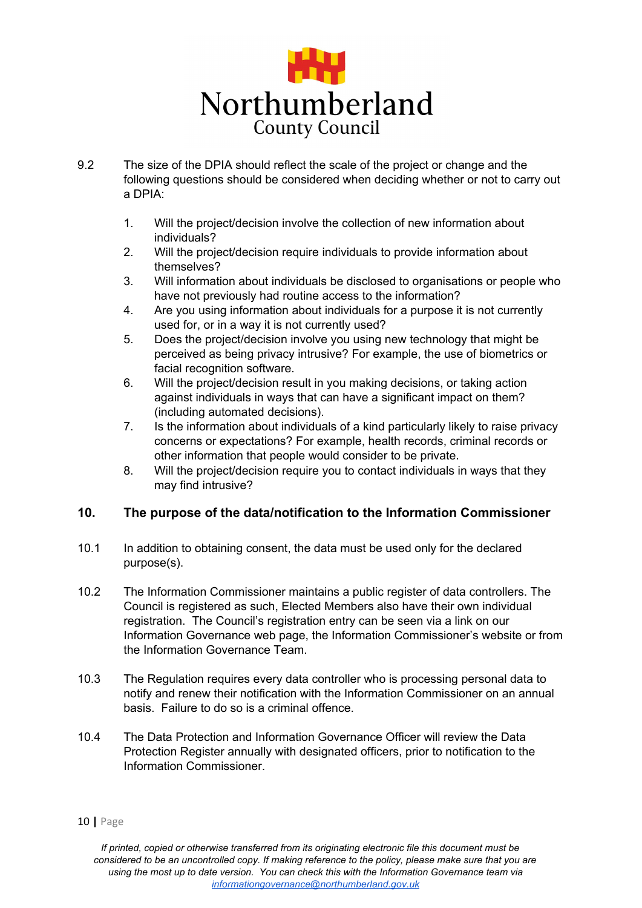9.2 The size of the DPIA should reflect the scale of the project or change and the following questions should be considered when deciding whether or not to carry out a DPIA:

1. Will the project/decision involve the collection of new information about individuals?
2. Will the project/decision require individuals to provide information about themselves?
3. Will information about individuals be disclosed to organisations or people who have not previously had routine access to the information?
4. Are you using information about individuals for a purpose it is not currently used for, or in a way it is not currently used?
5. Does the project/decision involve you using new technology that might be perceived as being privacy intrusive? For example, the use of biometrics or facial recognition software.
6. Will the project/decision result in you making decisions, or taking action against individuals in ways that can have a significant impact on them? (including automated decisions).
7. Is the information about individuals of a kind particularly likely to raise privacy concerns or expectations? For example, health records, criminal records or other information that people would consider to be private.
8. Will the project/decision require you to contact individuals in ways that they may find intrusive?

## 10. The purpose of the data/notification to the Information Commissioner

10.1 In addition to obtaining consent, the data must be used only for the declared purpose(s).

10.2 The Information Commissioner maintains a public register of data controllers. The Council is registered as such, Elected Members also have their own individual registration. The Council's registration entry can be seen via a link on our Information Governance web page, the Information Commissioner's website or from the Information Governance Team.

10.3 The Regulation requires every data controller who is processing personal data to notify and renew their notification with the Information Commissioner on an annual basis. Failure to do so is a criminal offence.

10.4 The Data Protection and Information Governance Officer will review the Data Protection Register annually with designated officers, prior to notification to the Information Commissioner.

*If printed, copied or otherwise transferred from its originating electronic file this document must be considered to be an uncontrolled copy. If making reference to the policy, please make sure that you are using the most up to date version. You can check this with the Information Governance team via informationgovernance@northumberland.gov.uk*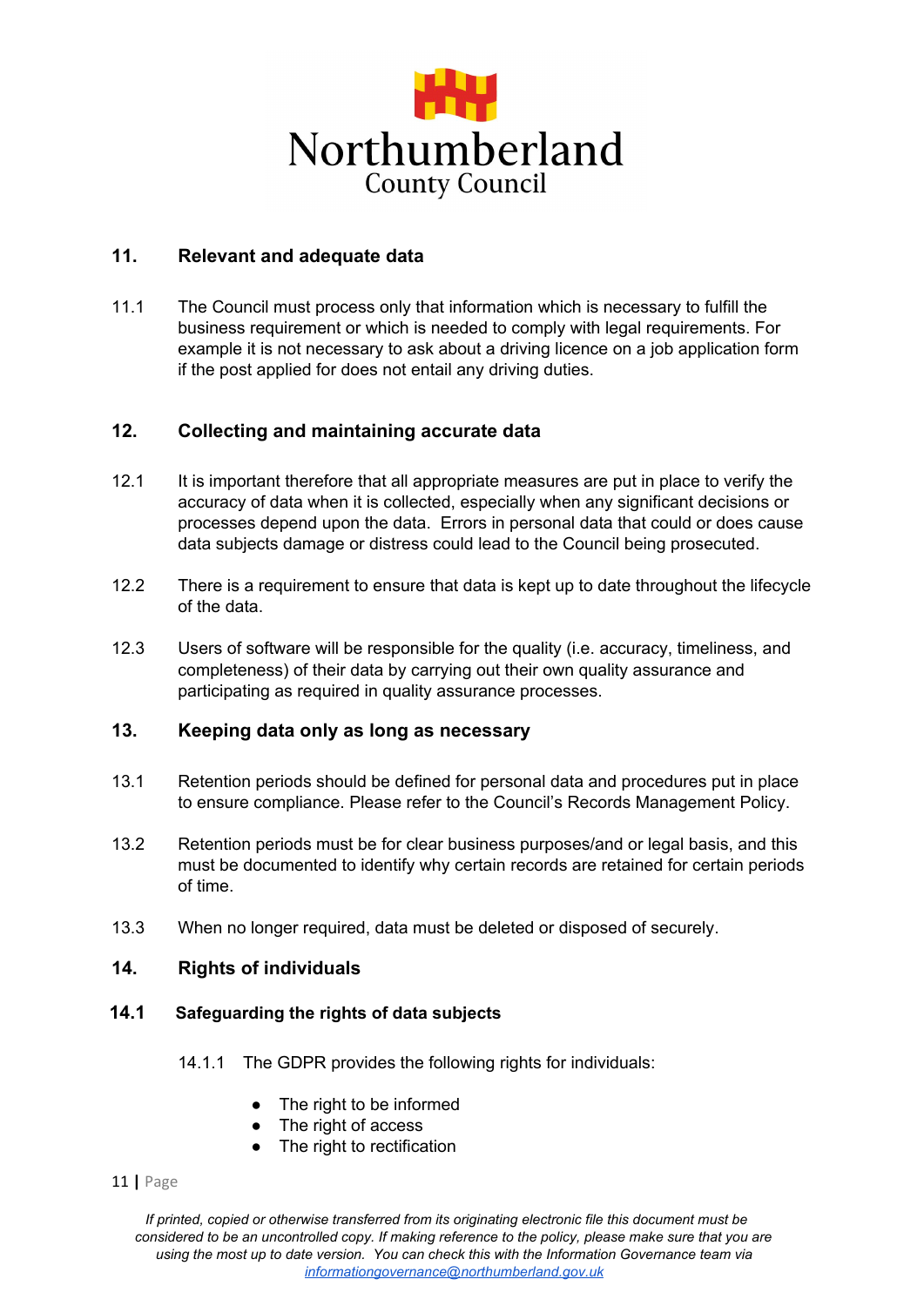## 11. Relevant and adequate data

11.1 The Council must process only that information which is necessary to fulfill the business requirement or which is needed to comply with legal requirements. For example it is not necessary to ask about a driving licence on a job application form if the post applied for does not entail any driving duties.

## 12. Collecting and maintaining accurate data

12.1 It is important therefore that all appropriate measures are put in place to verify the accuracy of data when it is collected, especially when any significant decisions or processes depend upon the data. Errors in personal data that could or does cause data subjects damage or distress could lead to the Council being prosecuted.

12.2 There is a requirement to ensure that data is kept up to date throughout the lifecycle of the data.

12.3 Users of software will be responsible for the quality (i.e. accuracy, timeliness, and completeness) of their data by carrying out their own quality assurance and participating as required in quality assurance processes.

## 13. Keeping data only as long as necessary

13.1 Retention periods should be defined for personal data and procedures put in place to ensure compliance. Please refer to the Council's Records Management Policy.

13.2 Retention periods must be for clear business purposes/and or legal basis, and this must be documented to identify why certain records are retained for certain periods of time.

13.3 When no longer required, data must be deleted or disposed of securely.

## 14. Rights of individuals

### 14.1 Safeguarding the rights of data subjects

14.1.1 The GDPR provides the following rights for individuals:

- The right to be informed
- The right of access
- The right to rectification

*If printed, copied or otherwise transferred from its originating electronic file this document must be considered to be an uncontrolled copy. If making reference to the policy, please make sure that you are using the most up to date version. You can check this with the Information Governance team via informationgovernance@northumberland.gov.uk*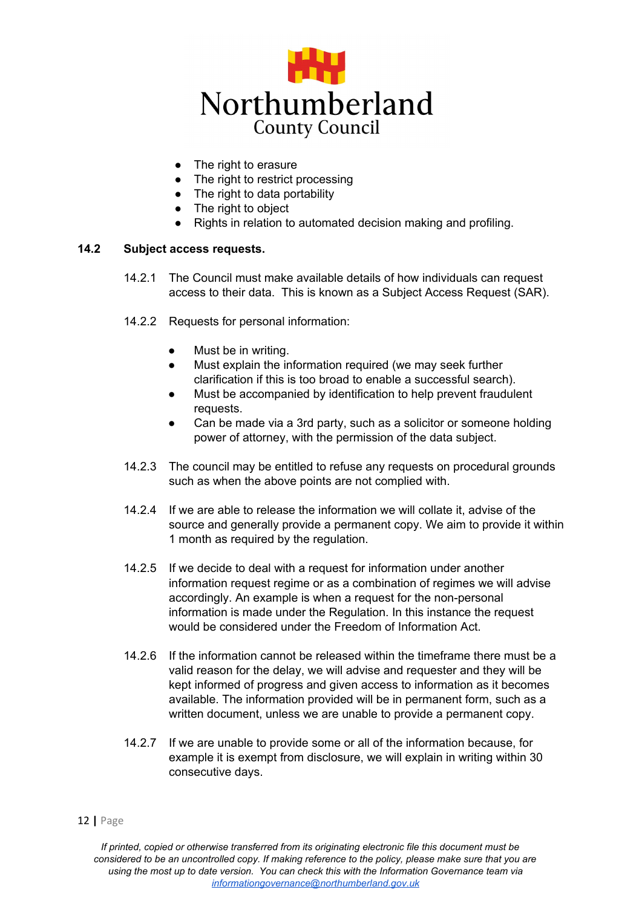- The right to erasure
- The right to restrict processing
- The right to data portability
- The right to object
- Rights in relation to automated decision making and profiling.

### 14.2 Subject access requests.

14.2.1 The Council must make available details of how individuals can request access to their data. This is known as a Subject Access Request (SAR).

14.2.2 Requests for personal information:

- Must be in writing.
- Must explain the information required (we may seek further clarification if this is too broad to enable a successful search).
- Must be accompanied by identification to help prevent fraudulent requests.
- Can be made via a 3rd party, such as a solicitor or someone holding power of attorney, with the permission of the data subject.

14.2.3 The council may be entitled to refuse any requests on procedural grounds such as when the above points are not complied with.

14.2.4 If we are able to release the information we will collate it, advise of the source and generally provide a permanent copy. We aim to provide it within 1 month as required by the regulation.

14.2.5 If we decide to deal with a request for information under another information request regime or as a combination of regimes we will advise accordingly. An example is when a request for the non-personal information is made under the Regulation. In this instance the request would be considered under the Freedom of Information Act.

14.2.6 If the information cannot be released within the timeframe there must be a valid reason for the delay, we will advise and requester and they will be kept informed of progress and given access to information as it becomes available. The information provided will be in permanent form, such as a written document, unless we are unable to provide a permanent copy.

14.2.7 If we are unable to provide some or all of the information because, for example it is exempt from disclosure, we will explain in writing within 30 consecutive days.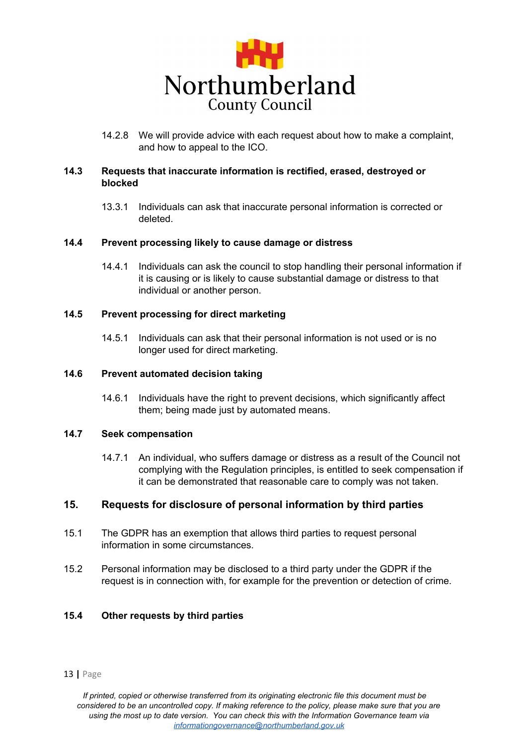14.2.8 We will provide advice with each request about how to make a complaint, and how to appeal to the ICO.

### 14.3 Requests that inaccurate information is rectified, erased, destroyed or blocked

13.3.1 Individuals can ask that inaccurate personal information is corrected or deleted.

### 14.4 Prevent processing likely to cause damage or distress

14.4.1 Individuals can ask the council to stop handling their personal information if it is causing or is likely to cause substantial damage or distress to that individual or another person.

### 14.5 Prevent processing for direct marketing

14.5.1 Individuals can ask that their personal information is not used or is no longer used for direct marketing.

### 14.6 Prevent automated decision taking

14.6.1 Individuals have the right to prevent decisions, which significantly affect them; being made just by automated means.

### 14.7 Seek compensation

14.7.1 An individual, who suffers damage or distress as a result of the Council not complying with the Regulation principles, is entitled to seek compensation if it can be demonstrated that reasonable care to comply was not taken.

## 15. Requests for disclosure of personal information by third parties

15.1 The GDPR has an exemption that allows third parties to request personal information in some circumstances.

15.2 Personal information may be disclosed to a third party under the GDPR if the request is in connection with, for example for the prevention or detection of crime.

### 15.4 Other requests by third parties

*If printed, copied or otherwise transferred from its originating electronic file this document must be considered to be an uncontrolled copy. If making reference to the policy, please make sure that you are using the most up to date version. You can check this with the Information Governance team via [informationgovernance@northumberland.gov.uk](mailto:informationgovernance@northumberland.gov.uk)*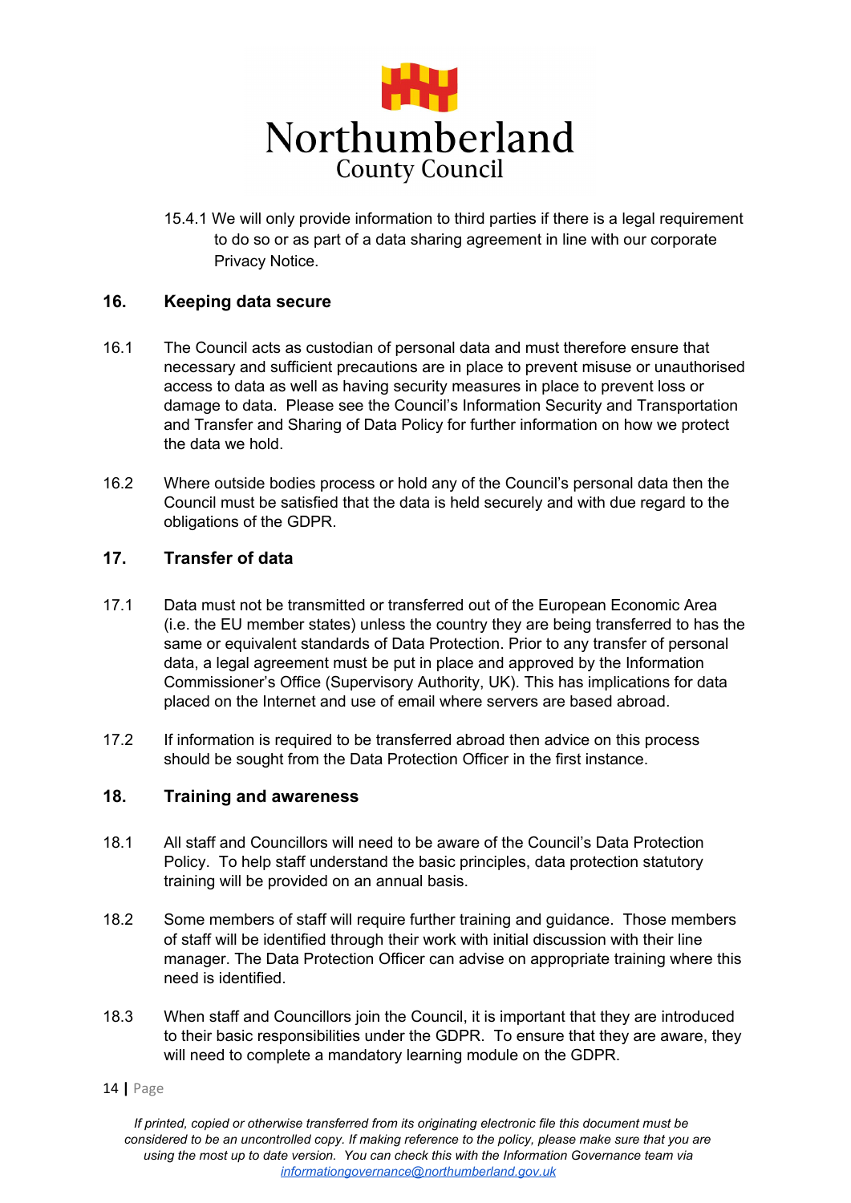15.4.1 We will only provide information to third parties if there is a legal requirement to do so or as part of a data sharing agreement in line with our corporate Privacy Notice.

## 16. Keeping data secure

16.1 The Council acts as custodian of personal data and must therefore ensure that necessary and sufficient precautions are in place to prevent misuse or unauthorised access to data as well as having security measures in place to prevent loss or damage to data. Please see the Council's Information Security and Transportation and Transfer and Sharing of Data Policy for further information on how we protect the data we hold.

16.2 Where outside bodies process or hold any of the Council's personal data then the Council must be satisfied that the data is held securely and with due regard to the obligations of the GDPR.

## 17. Transfer of data

17.1 Data must not be transmitted or transferred out of the European Economic Area (i.e. the EU member states) unless the country they are being transferred to has the same or equivalent standards of Data Protection. Prior to any transfer of personal data, a legal agreement must be put in place and approved by the Information Commissioner's Office (Supervisory Authority, UK). This has implications for data placed on the Internet and use of email where servers are based abroad.

17.2 If information is required to be transferred abroad then advice on this process should be sought from the Data Protection Officer in the first instance.

## 18. Training and awareness

18.1 All staff and Councillors will need to be aware of the Council's Data Protection Policy. To help staff understand the basic principles, data protection statutory training will be provided on an annual basis.

18.2 Some members of staff will require further training and guidance. Those members of staff will be identified through their work with initial discussion with their line manager. The Data Protection Officer can advise on appropriate training where this need is identified.

18.3 When staff and Councillors join the Council, it is important that they are introduced to their basic responsibilities under the GDPR. To ensure that they are aware, they will need to complete a mandatory learning module on the GDPR.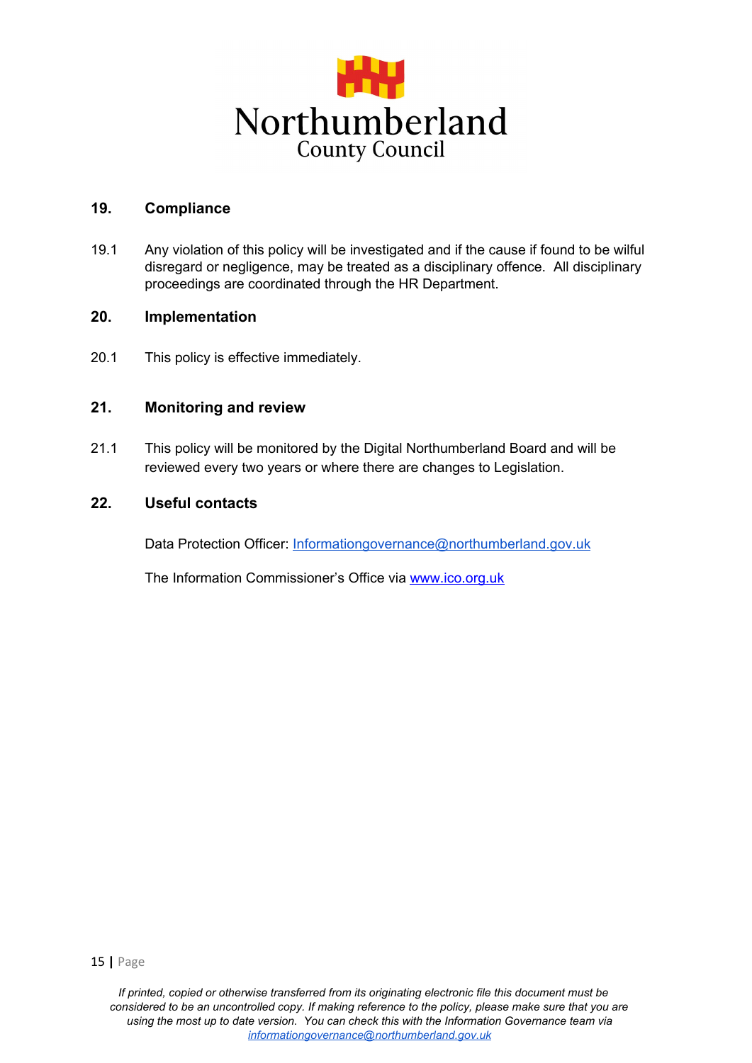## 19. Compliance

19.1 Any violation of this policy will be investigated and if the cause if found to be wilful disregard or negligence, may be treated as a disciplinary offence. All disciplinary proceedings are coordinated through the HR Department.

## 20. Implementation

20.1 This policy is effective immediately.

## 21. Monitoring and review

21.1 This policy will be monitored by the Digital Northumberland Board and will be reviewed every two years or where there are changes to Legislation.

## 22. Useful contacts

Data Protection Officer: Informationgovernance@northumberland.gov.uk

The Information Commissioner's Office via www.ico.org.uk

*If printed, copied or otherwise transferred from its originating electronic file this document must be considered to be an uncontrolled copy. If making reference to the policy, please make sure that you are using the most up to date version. You can check this with the Information Governance team via informationgovernance@northumberland.gov.uk*